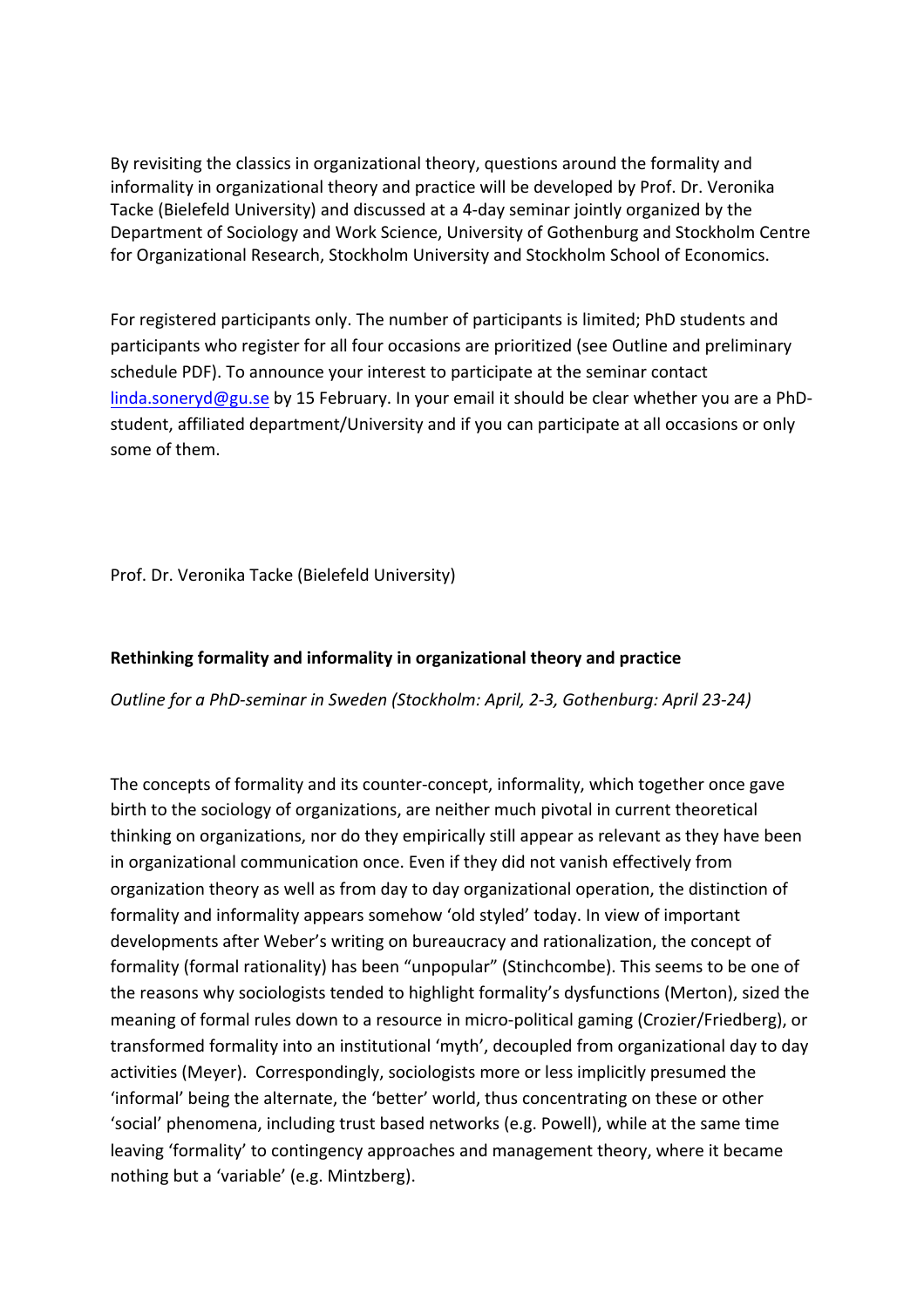By revisiting the classics in organizational theory, questions around the formality and informality in organizational theory and practice will be developed by Prof. Dr. Veronika Tacke (Bielefeld University) and discussed at a 4-day seminar jointly organized by the Department of Sociology and Work Science, University of Gothenburg and Stockholm Centre for Organizational Research, Stockholm University and Stockholm School of Economics.

For registered participants only. The number of participants is limited; PhD students and participants who register for all four occasions are prioritized (see Outline and preliminary schedule PDF). To announce your interest to participate at the seminar contact linda.soneryd@gu.se by 15 February. In your email it should be clear whether you are a PhD-student, affiliated department/University and if you can participate at all occasions or only some of them.

Prof. Dr. Veronika Tacke (Bielefeld University)

**Rethinking formality and informality in organizational theory and practice**

*Outline for a PhD-seminar in Sweden (Stockholm: April, 2-3, Gothenburg: April 23-24)*

The concepts of formality and its counter-concept, informality, which together once gave birth to the sociology of organizations, are neither much pivotal in current theoretical thinking on organizations, nor do they empirically still appear as relevant as they have been in organizational communication once. Even if they did not vanish effectively from organization theory as well as from day to day organizational operation, the distinction of formality and informality appears somehow 'old styled' today. In view of important developments after Weber's writing on bureaucracy and rationalization, the concept of formality (formal rationality) has been "unpopular" (Stinchcombe). This seems to be one of the reasons why sociologists tended to highlight formality's dysfunctions (Merton), sized the meaning of formal rules down to a resource in micro-political gaming (Crozier/Friedberg), or transformed formality into an institutional 'myth', decoupled from organizational day to day activities (Meyer). Correspondingly, sociologists more or less implicitly presumed the 'informal' being the alternate, the 'better' world, thus concentrating on these or other 'social' phenomena, including trust based networks (e.g. Powell), while at the same time leaving 'formality' to contingency approaches and management theory, where it became nothing but a 'variable' (e.g. Mintzberg).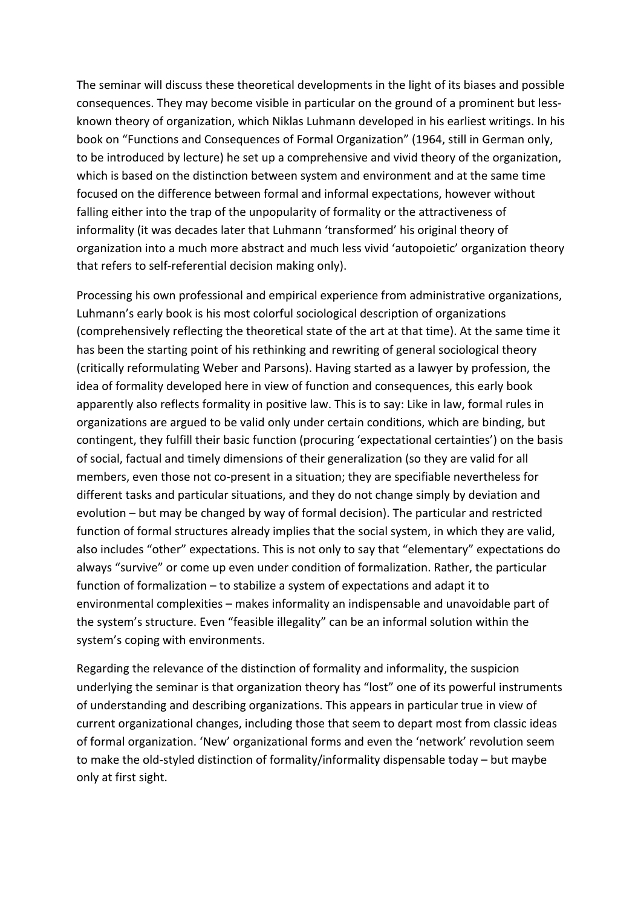The seminar will discuss these theoretical developments in the light of its biases and possible consequences. They may become visible in particular on the ground of a prominent but less-known theory of organization, which Niklas Luhmann developed in his earliest writings. In his book on “Functions and Consequences of Formal Organization” (1964, still in German only, to be introduced by lecture) he set up a comprehensive and vivid theory of the organization, which is based on the distinction between system and environment and at the same time focused on the difference between formal and informal expectations, however without falling either into the trap of the unpopularity of formality or the attractiveness of informality (it was decades later that Luhmann ‘transformed’ his original theory of organization into a much more abstract and much less vivid ‘autopoietic’ organization theory that refers to self-referential decision making only).

Processing his own professional and empirical experience from administrative organizations, Luhmann’s early book is his most colorful sociological description of organizations (comprehensively reflecting the theoretical state of the art at that time). At the same time it has been the starting point of his rethinking and rewriting of general sociological theory (critically reformulating Weber and Parsons). Having started as a lawyer by profession, the idea of formality developed here in view of function and consequences, this early book apparently also reflects formality in positive law. This is to say: Like in law, formal rules in organizations are argued to be valid only under certain conditions, which are binding, but contingent, they fulfill their basic function (procuring ‘expectational certainties’) on the basis of social, factual and timely dimensions of their generalization (so they are valid for all members, even those not co-present in a situation; they are specifiable nevertheless for different tasks and particular situations, and they do not change simply by deviation and evolution – but may be changed by way of formal decision). The particular and restricted function of formal structures already implies that the social system, in which they are valid, also includes “other” expectations. This is not only to say that “elementary” expectations do always “survive” or come up even under condition of formalization. Rather, the particular function of formalization – to stabilize a system of expectations and adapt it to environmental complexities – makes informality an indispensable and unavoidable part of the system’s structure. Even “feasible illegality” can be an informal solution within the system’s coping with environments.

Regarding the relevance of the distinction of formality and informality, the suspicion underlying the seminar is that organization theory has “lost” one of its powerful instruments of understanding and describing organizations. This appears in particular true in view of current organizational changes, including those that seem to depart most from classic ideas of formal organization. ‘New’ organizational forms and even the ‘network’ revolution seem to make the old-styled distinction of formality/informality dispensable today – but maybe only at first sight.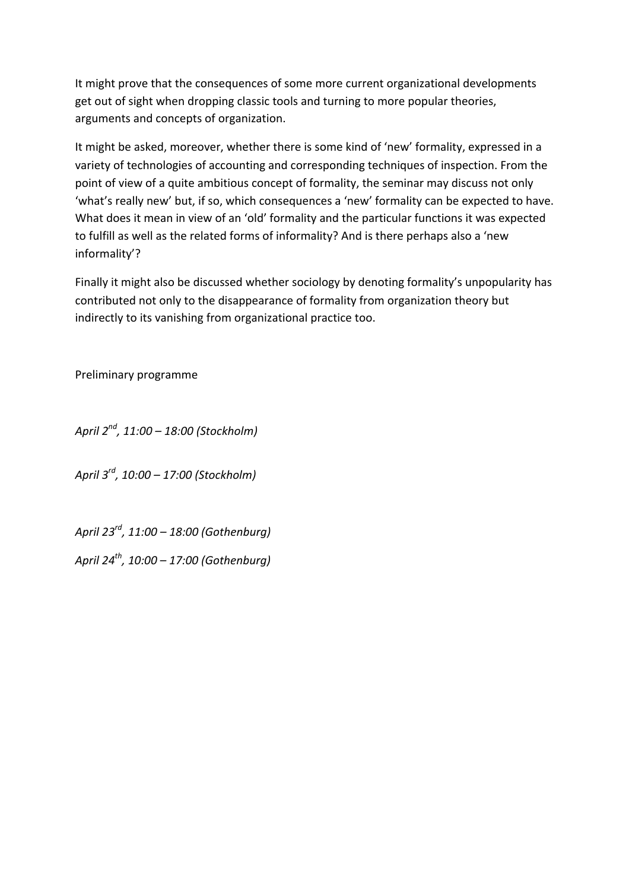It might prove that the consequences of some more current organizational developments get out of sight when dropping classic tools and turning to more popular theories, arguments and concepts of organization.

It might be asked, moreover, whether there is some kind of 'new' formality, expressed in a variety of technologies of accounting and corresponding techniques of inspection. From the point of view of a quite ambitious concept of formality, the seminar may discuss not only 'what's really new' but, if so, which consequences a 'new' formality can be expected to have. What does it mean in view of an 'old' formality and the particular functions it was expected to fulfill as well as the related forms of informality? And is there perhaps also a 'new informality'?

Finally it might also be discussed whether sociology by denoting formality's unpopularity has contributed not only to the disappearance of formality from organization theory but indirectly to its vanishing from organizational practice too.

Preliminary programme

*April 2nd, 11:00 – 18:00 (Stockholm)*

*April 3rd, 10:00 – 17:00 (Stockholm)*

*April 23rd, 11:00 – 18:00 (Gothenburg)*

*April 24th, 10:00 – 17:00 (Gothenburg)*